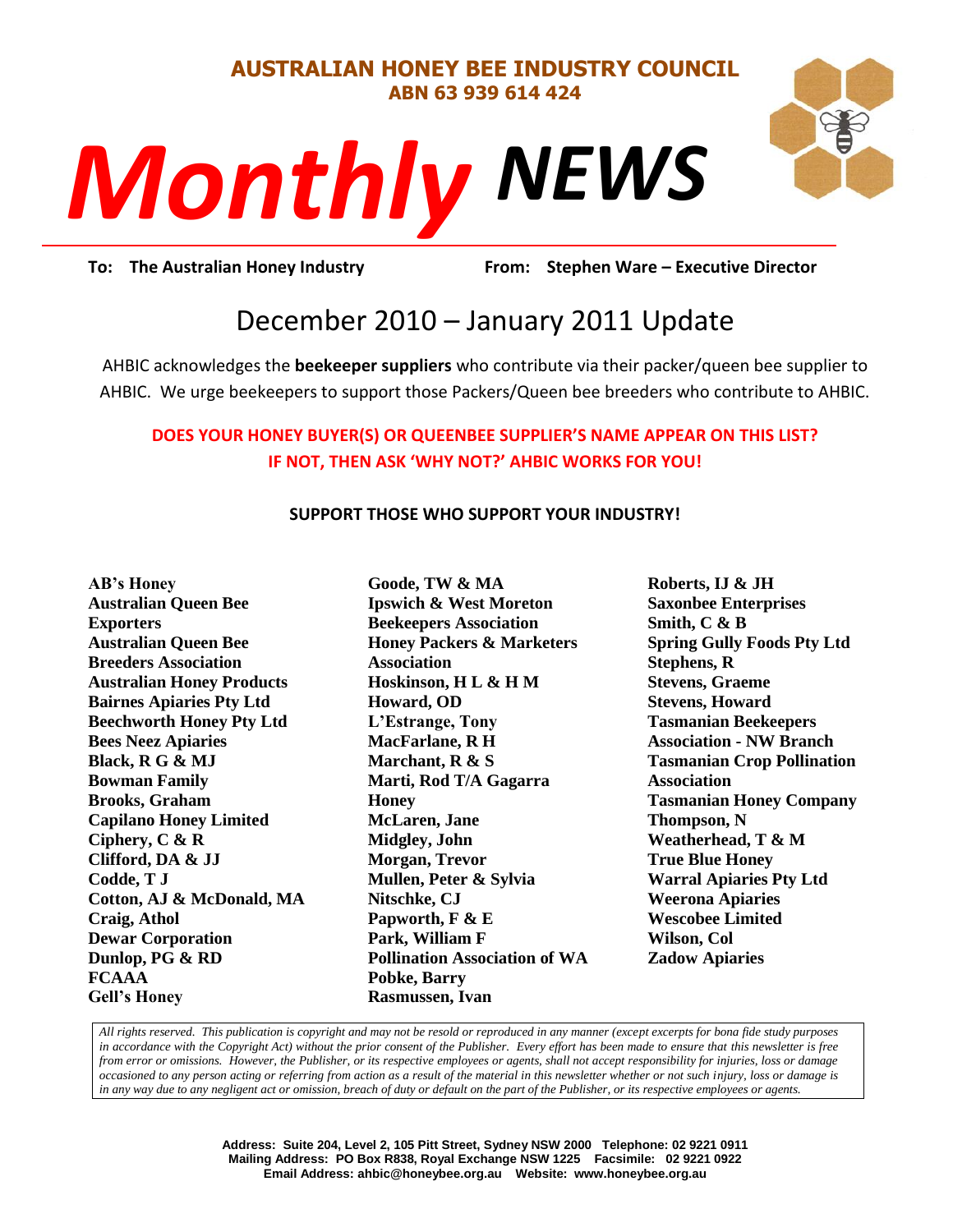**AUSTRALIAN HONEY BEE INDUSTRY COUNCIL**
**ABN 63 939 614 424**

# *Monthly NEWS*

**To: The Australian Honey Industry** **From: Stephen Ware – Executive Director**

## December 2010 – January 2011 Update

AHBIC acknowledges the **beekeeper suppliers** who contribute via their packer/queen bee supplier to AHBIC. We urge beekeepers to support those Packers/Queen bee breeders who contribute to AHBIC.

**DOES YOUR HONEY BUYER(S) OR QUEENBEE SUPPLIER'S NAME APPEAR ON THIS LIST?**
**IF NOT, THEN ASK 'WHY NOT?' AHBIC WORKS FOR YOU!**

**SUPPORT THOSE WHO SUPPORT YOUR INDUSTRY!**

**AB's Honey**
**Australian Queen Bee Exporters**
**Australian Queen Bee Breeders Association**
**Australian Honey Products**
**Bairnes Apiaries Pty Ltd**
**Beechworth Honey Pty Ltd**
**Bees Neez Apiaries**
**Black, R G & MJ**
**Bowman Family**
**Brooks, Graham**
**Capilano Honey Limited**
**Ciphery, C & R**
**Clifford, DA & JJ**
**Codde, T J**
**Cotton, AJ & McDonald, MA**
**Craig, Athol**
**Dewar Corporation**
**Dunlop, PG & RD**
**FCAAA**
**Gell's Honey**
**Goode, TW & MA**
**Ipswich & West Moreton Beekeepers Association**
**Honey Packers & Marketers Association**
**Hoskinson, H L & H M**
**Howard, OD**
**L'Estrange, Tony**
**MacFarlane, R H**
**Marchant, R & S**
**Marti, Rod T/A Gagarra Honey**
**McLaren, Jane**
**Midgley, John**
**Morgan, Trevor**
**Mullen, Peter & Sylvia**
**Nitschke, CJ**
**Papworth, F & E**
**Park, William F**
**Pollination Association of WA**
**Pobke, Barry**
**Rasmussen, Ivan**
**Roberts, IJ & JH**
**Saxonbee Enterprises**
**Smith, C & B**
**Spring Gully Foods Pty Ltd**
**Stephens, R**
**Stevens, Graeme**
**Stevens, Howard**
**Tasmanian Beekeepers Association - NW Branch**
**Tasmanian Crop Pollination Association**
**Tasmanian Honey Company**
**Thompson, N**
**Weatherhead, T & M**
**True Blue Honey**
**Warral Apiaries Pty Ltd**
**Weerona Apiaries**
**Wescobee Limited**
**Wilson, Col**
**Zadow Apiaries**

*All rights reserved. This publication is copyright and may not be resold or reproduced in any manner (except excerpts for bona fide study purposes in accordance with the Copyright Act) without the prior consent of the Publisher. Every effort has been made to ensure that this newsletter is free from error or omissions. However, the Publisher, or its respective employees or agents, shall not accept responsibility for injuries, loss or damage occasioned to any person acting or referring from action as a result of the material in this newsletter whether or not such injury, loss or damage is in any way due to any negligent act or omission, breach of duty or default on the part of the Publisher, or its respective employees or agents.*

**Address: Suite 204, Level 2, 105 Pitt Street, Sydney NSW 2000 Telephone: 02 9221 0911**
**Mailing Address: PO Box R838, Royal Exchange NSW 1225 Facsimile: 02 9221 0922**
**Email Address: ahbic@honeybee.org.au Website: www.honeybee.org.au**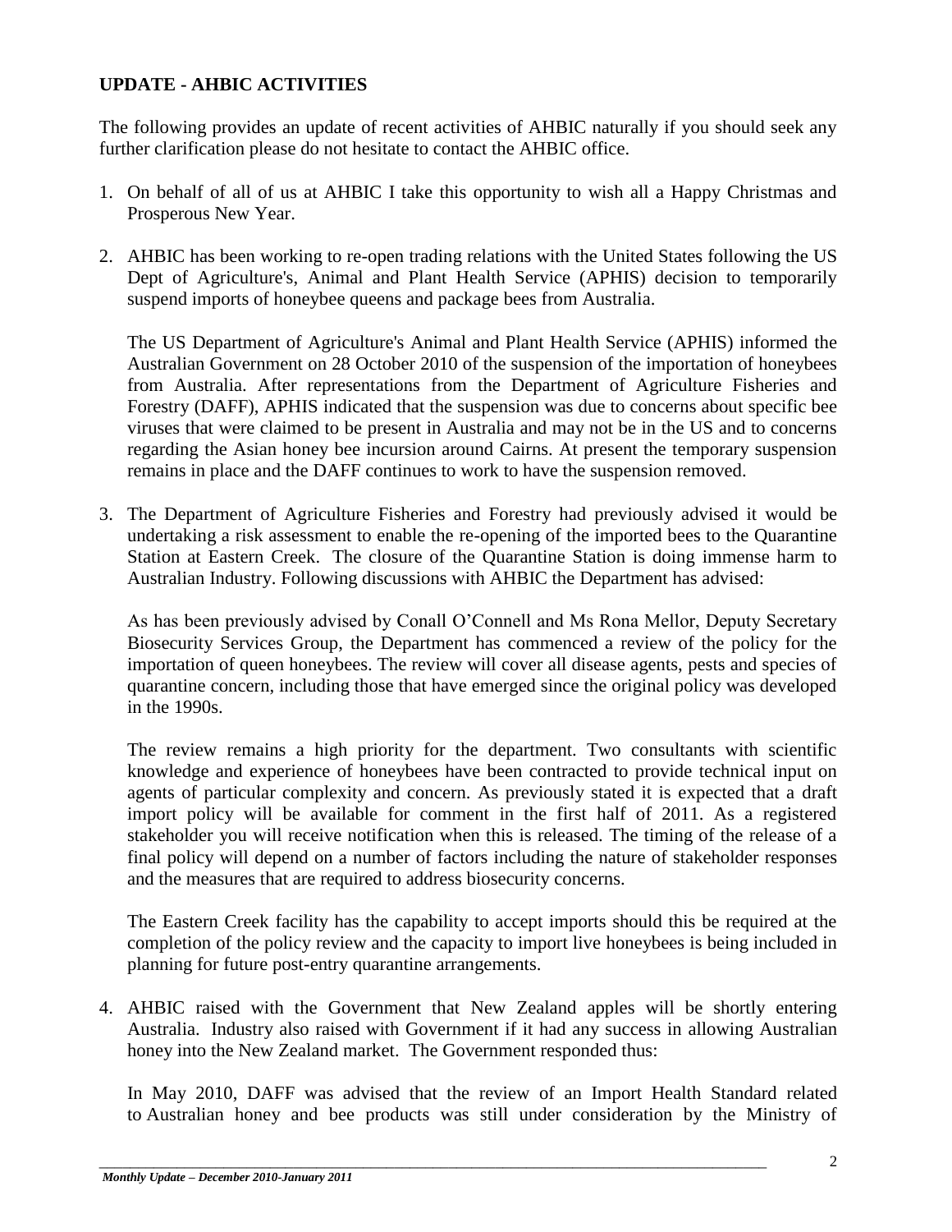**UPDATE - AHBIC ACTIVITIES**

The following provides an update of recent activities of AHBIC naturally if you should seek any further clarification please do not hesitate to contact the AHBIC office.

1. On behalf of all of us at AHBIC I take this opportunity to wish all a Happy Christmas and Prosperous New Year.

2. AHBIC has been working to re-open trading relations with the United States following the US Dept of Agriculture's, Animal and Plant Health Service (APHIS) decision to temporarily suspend imports of honeybee queens and package bees from Australia.

   The US Department of Agriculture's Animal and Plant Health Service (APHIS) informed the Australian Government on 28 October 2010 of the suspension of the importation of honeybees from Australia. After representations from the Department of Agriculture Fisheries and Forestry (DAFF), APHIS indicated that the suspension was due to concerns about specific bee viruses that were claimed to be present in Australia and may not be in the US and to concerns regarding the Asian honey bee incursion around Cairns. At present the temporary suspension remains in place and the DAFF continues to work to have the suspension removed.

3. The Department of Agriculture Fisheries and Forestry had previously advised it would be undertaking a risk assessment to enable the re-opening of the imported bees to the Quarantine Station at Eastern Creek. The closure of the Quarantine Station is doing immense harm to Australian Industry. Following discussions with AHBIC the Department has advised:

   As has been previously advised by Conall O'Connell and Ms Rona Mellor, Deputy Secretary Biosecurity Services Group, the Department has commenced a review of the policy for the importation of queen honeybees. The review will cover all disease agents, pests and species of quarantine concern, including those that have emerged since the original policy was developed in the 1990s.

   The review remains a high priority for the department. Two consultants with scientific knowledge and experience of honeybees have been contracted to provide technical input on agents of particular complexity and concern. As previously stated it is expected that a draft import policy will be available for comment in the first half of 2011. As a registered stakeholder you will receive notification when this is released. The timing of the release of a final policy will depend on a number of factors including the nature of stakeholder responses and the measures that are required to address biosecurity concerns.

   The Eastern Creek facility has the capability to accept imports should this be required at the completion of the policy review and the capacity to import live honeybees is being included in planning for future post-entry quarantine arrangements.

4. AHBIC raised with the Government that New Zealand apples will be shortly entering Australia. Industry also raised with Government if it had any success in allowing Australian honey into the New Zealand market. The Government responded thus:

   In May 2010, DAFF was advised that the review of an Import Health Standard related to Australian honey and bee products was still under consideration by the Ministry of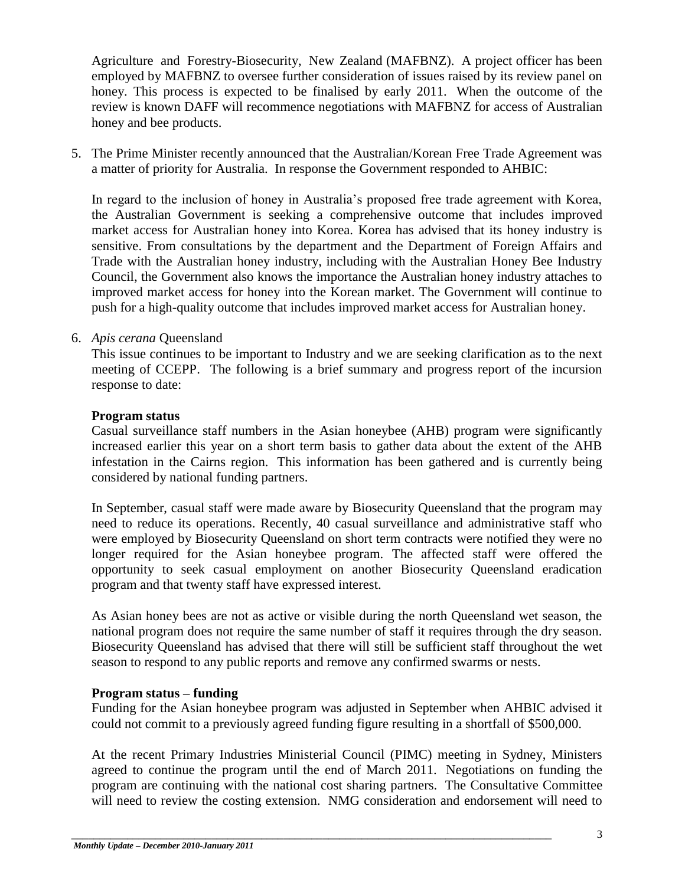Agriculture and Forestry-Biosecurity, New Zealand (MAFBNZ). A project officer has been employed by MAFBNZ to oversee further consideration of issues raised by its review panel on honey. This process is expected to be finalised by early 2011. When the outcome of the review is known DAFF will recommence negotiations with MAFBNZ for access of Australian honey and bee products.

5. The Prime Minister recently announced that the Australian/Korean Free Trade Agreement was a matter of priority for Australia. In response the Government responded to AHBIC:

   In regard to the inclusion of honey in Australia's proposed free trade agreement with Korea, the Australian Government is seeking a comprehensive outcome that includes improved market access for Australian honey into Korea. Korea has advised that its honey industry is sensitive. From consultations by the department and the Department of Foreign Affairs and Trade with the Australian honey industry, including with the Australian Honey Bee Industry Council, the Government also knows the importance the Australian honey industry attaches to improved market access for honey into the Korean market. The Government will continue to push for a high-quality outcome that includes improved market access for Australian honey.

6. *Apis cerana* Queensland

   This issue continues to be important to Industry and we are seeking clarification as to the next meeting of CCEPP. The following is a brief summary and progress report of the incursion response to date:

   **Program status**

   Casual surveillance staff numbers in the Asian honeybee (AHB) program were significantly increased earlier this year on a short term basis to gather data about the extent of the AHB infestation in the Cairns region. This information has been gathered and is currently being considered by national funding partners.

   In September, casual staff were made aware by Biosecurity Queensland that the program may need to reduce its operations. Recently, 40 casual surveillance and administrative staff who were employed by Biosecurity Queensland on short term contracts were notified they were no longer required for the Asian honeybee program. The affected staff were offered the opportunity to seek casual employment on another Biosecurity Queensland eradication program and that twenty staff have expressed interest.

   As Asian honey bees are not as active or visible during the north Queensland wet season, the national program does not require the same number of staff it requires through the dry season. Biosecurity Queensland has advised that there will still be sufficient staff throughout the wet season to respond to any public reports and remove any confirmed swarms or nests.

   **Program status – funding**

   Funding for the Asian honeybee program was adjusted in September when AHBIC advised it could not commit to a previously agreed funding figure resulting in a shortfall of $500,000.

   At the recent Primary Industries Ministerial Council (PIMC) meeting in Sydney, Ministers agreed to continue the program until the end of March 2011. Negotiations on funding the program are continuing with the national cost sharing partners. The Consultative Committee will need to review the costing extension. NMG consideration and endorsement will need to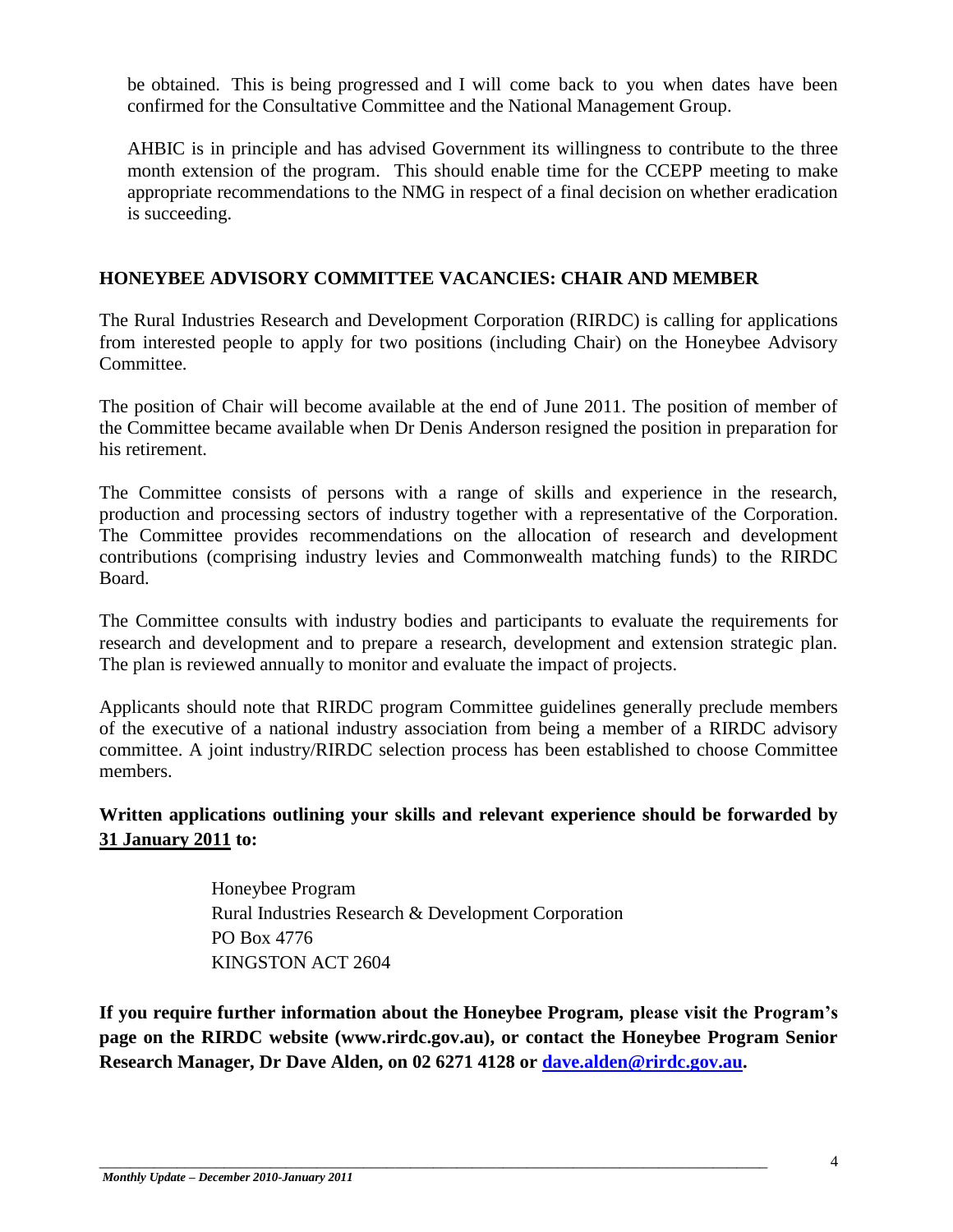be obtained. This is being progressed and I will come back to you when dates have been confirmed for the Consultative Committee and the National Management Group.

AHBIC is in principle and has advised Government its willingness to contribute to the three month extension of the program. This should enable time for the CCEPP meeting to make appropriate recommendations to the NMG in respect of a final decision on whether eradication is succeeding.

## HONEYBEE ADVISORY COMMITTEE VACANCIES: CHAIR AND MEMBER

The Rural Industries Research and Development Corporation (RIRDC) is calling for applications from interested people to apply for two positions (including Chair) on the Honeybee Advisory Committee.

The position of Chair will become available at the end of June 2011. The position of member of the Committee became available when Dr Denis Anderson resigned the position in preparation for his retirement.

The Committee consists of persons with a range of skills and experience in the research, production and processing sectors of industry together with a representative of the Corporation. The Committee provides recommendations on the allocation of research and development contributions (comprising industry levies and Commonwealth matching funds) to the RIRDC Board.

The Committee consults with industry bodies and participants to evaluate the requirements for research and development and to prepare a research, development and extension strategic plan. The plan is reviewed annually to monitor and evaluate the impact of projects.

Applicants should note that RIRDC program Committee guidelines generally preclude members of the executive of a national industry association from being a member of a RIRDC advisory committee. A joint industry/RIRDC selection process has been established to choose Committee members.

**Written applications outlining your skills and relevant experience should be forwarded by 31 January 2011 to:**

Honeybee Program
Rural Industries Research & Development Corporation
PO Box 4776
KINGSTON ACT 2604

**If you require further information about the Honeybee Program, please visit the Program's page on the RIRDC website (www.rirdc.gov.au), or contact the Honeybee Program Senior Research Manager, Dr Dave Alden, on 02 6271 4128 or dave.alden@rirdc.gov.au.**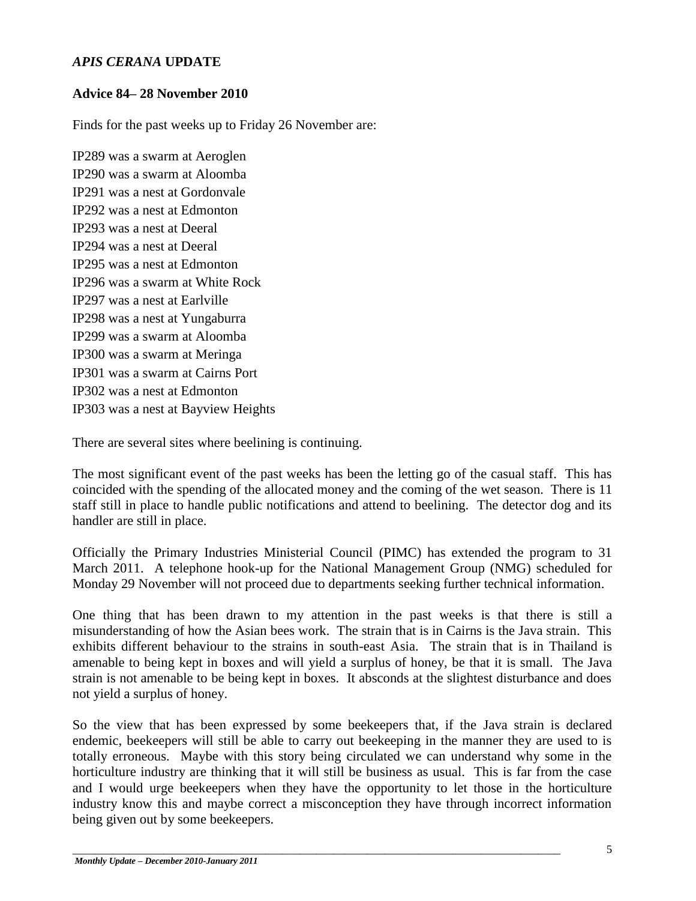## *APIS CERANA* UPDATE

### Advice 84– 28 November 2010

Finds for the past weeks up to Friday 26 November are:

IP289 was a swarm at Aeroglen
IP290 was a swarm at Aloomba
IP291 was a nest at Gordonvale
IP292 was a nest at Edmonton
IP293 was a nest at Deeral
IP294 was a nest at Deeral
IP295 was a nest at Edmonton
IP296 was a swarm at White Rock
IP297 was a nest at Earlville
IP298 was a nest at Yungaburra
IP299 was a swarm at Aloomba
IP300 was a swarm at Meringa
IP301 was a swarm at Cairns Port
IP302 was a nest at Edmonton
IP303 was a nest at Bayview Heights

There are several sites where beelining is continuing.

The most significant event of the past weeks has been the letting go of the casual staff. This has coincided with the spending of the allocated money and the coming of the wet season. There is 11 staff still in place to handle public notifications and attend to beelining. The detector dog and its handler are still in place.

Officially the Primary Industries Ministerial Council (PIMC) has extended the program to 31 March 2011. A telephone hook-up for the National Management Group (NMG) scheduled for Monday 29 November will not proceed due to departments seeking further technical information.

One thing that has been drawn to my attention in the past weeks is that there is still a misunderstanding of how the Asian bees work. The strain that is in Cairns is the Java strain. This exhibits different behaviour to the strains in south-east Asia. The strain that is in Thailand is amenable to being kept in boxes and will yield a surplus of honey, be that it is small. The Java strain is not amenable to be being kept in boxes. It absconds at the slightest disturbance and does not yield a surplus of honey.

So the view that has been expressed by some beekeepers that, if the Java strain is declared endemic, beekeepers will still be able to carry out beekeeping in the manner they are used to is totally erroneous. Maybe with this story being circulated we can understand why some in the horticulture industry are thinking that it will still be business as usual. This is far from the case and I would urge beekeepers when they have the opportunity to let those in the horticulture industry know this and maybe correct a misconception they have through incorrect information being given out by some beekeepers.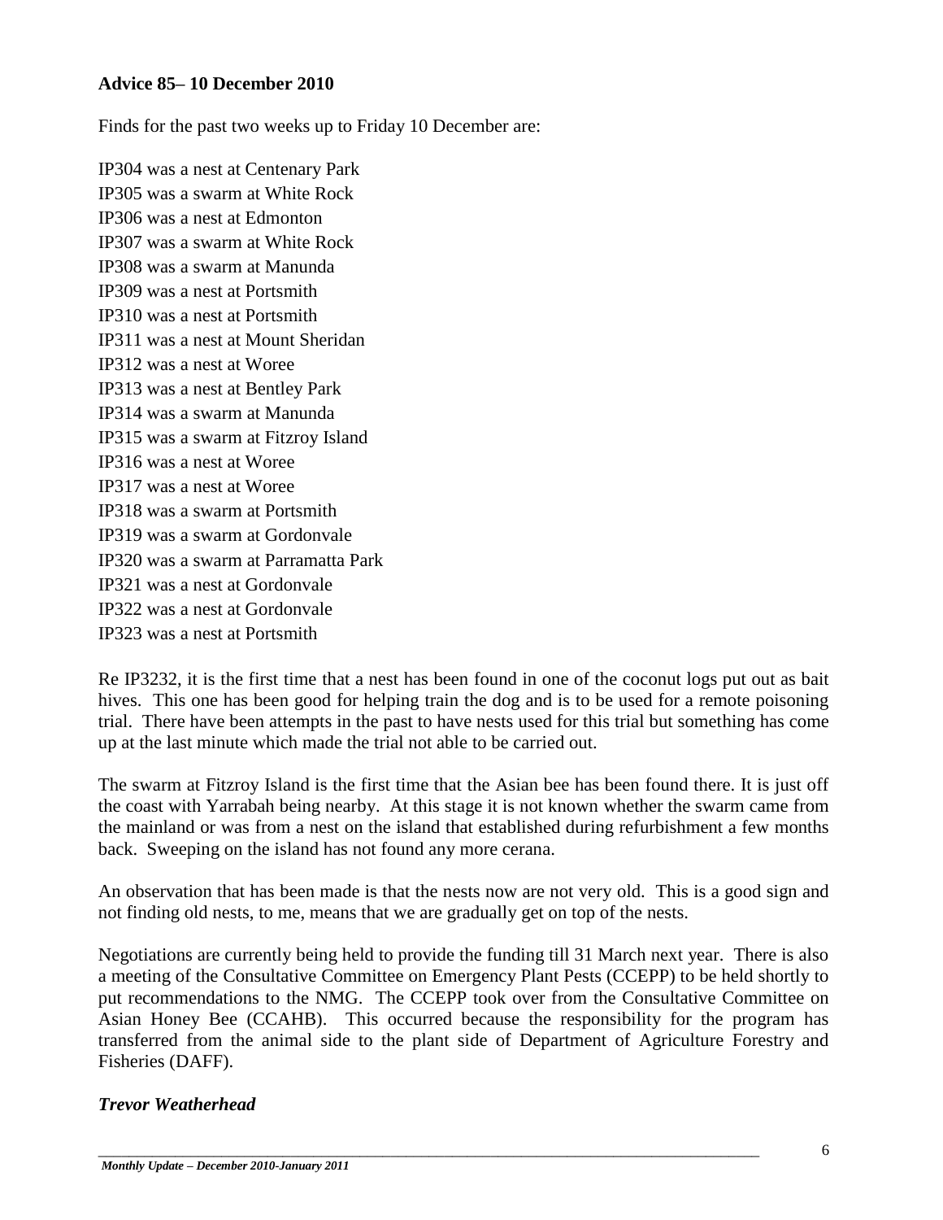**Advice 85– 10 December 2010**

Finds for the past two weeks up to Friday 10 December are:

IP304 was a nest at Centenary Park
IP305 was a swarm at White Rock
IP306 was a nest at Edmonton
IP307 was a swarm at White Rock
IP308 was a swarm at Manunda
IP309 was a nest at Portsmith
IP310 was a nest at Portsmith
IP311 was a nest at Mount Sheridan
IP312 was a nest at Woree
IP313 was a nest at Bentley Park
IP314 was a swarm at Manunda
IP315 was a swarm at Fitzroy Island
IP316 was a nest at Woree
IP317 was a nest at Woree
IP318 was a swarm at Portsmith
IP319 was a swarm at Gordonvale
IP320 was a swarm at Parramatta Park
IP321 was a nest at Gordonvale
IP322 was a nest at Gordonvale
IP323 was a nest at Portsmith

Re IP3232, it is the first time that a nest has been found in one of the coconut logs put out as bait hives. This one has been good for helping train the dog and is to be used for a remote poisoning trial. There have been attempts in the past to have nests used for this trial but something has come up at the last minute which made the trial not able to be carried out.

The swarm at Fitzroy Island is the first time that the Asian bee has been found there. It is just off the coast with Yarrabah being nearby. At this stage it is not known whether the swarm came from the mainland or was from a nest on the island that established during refurbishment a few months back. Sweeping on the island has not found any more cerana.

An observation that has been made is that the nests now are not very old. This is a good sign and not finding old nests, to me, means that we are gradually get on top of the nests.

Negotiations are currently being held to provide the funding till 31 March next year. There is also a meeting of the Consultative Committee on Emergency Plant Pests (CCEPP) to be held shortly to put recommendations to the NMG. The CCEPP took over from the Consultative Committee on Asian Honey Bee (CCAHB). This occurred because the responsibility for the program has transferred from the animal side to the plant side of Department of Agriculture Forestry and Fisheries (DAFF).

***Trevor Weatherhead***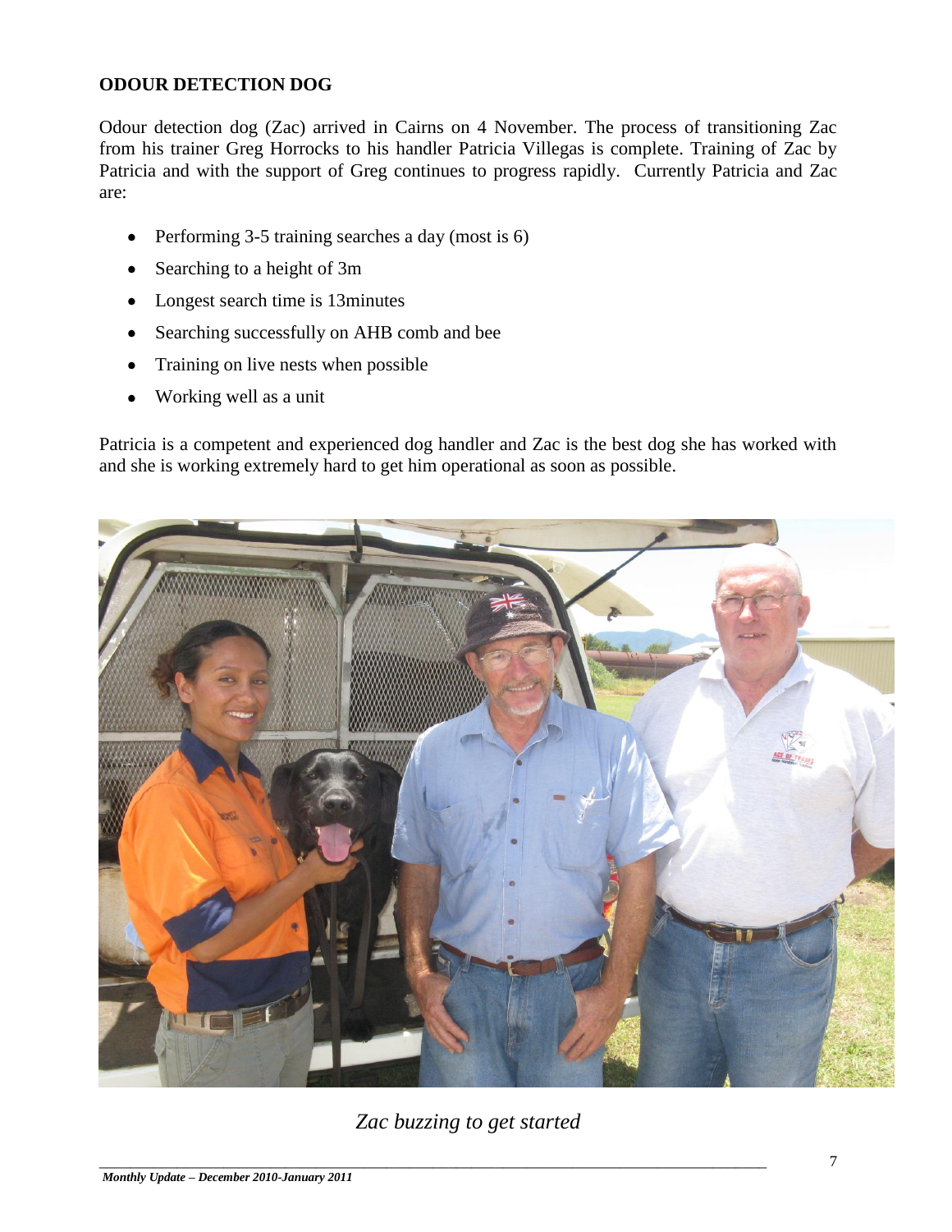**ODOUR DETECTION DOG**

Odour detection dog (Zac) arrived in Cairns on 4 November. The process of transitioning Zac from his trainer Greg Horrocks to his handler Patricia Villegas is complete. Training of Zac by Patricia and with the support of Greg continues to progress rapidly. Currently Patricia and Zac are:

- Performing 3-5 training searches a day (most is 6)
- Searching to a height of 3m
- Longest search time is 13minutes
- Searching successfully on AHB comb and bee
- Training on live nests when possible
- Working well as a unit

Patricia is a competent and experienced dog handler and Zac is the best dog she has worked with and she is working extremely hard to get him operational as soon as possible.

*Zac buzzing to get started*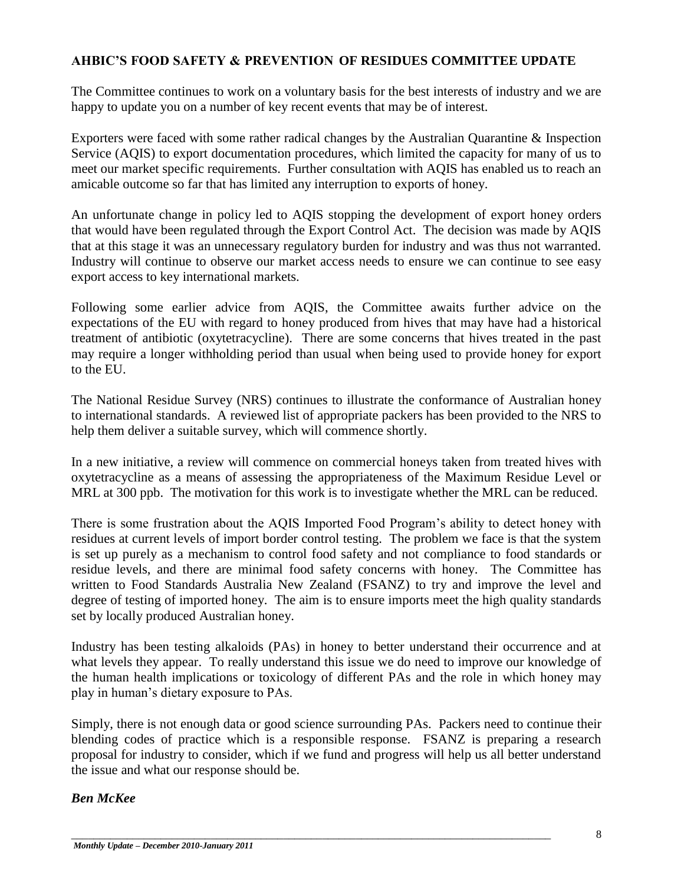## AHBIC'S FOOD SAFETY & PREVENTION OF RESIDUES COMMITTEE UPDATE

The Committee continues to work on a voluntary basis for the best interests of industry and we are happy to update you on a number of key recent events that may be of interest.

Exporters were faced with some rather radical changes by the Australian Quarantine & Inspection Service (AQIS) to export documentation procedures, which limited the capacity for many of us to meet our market specific requirements. Further consultation with AQIS has enabled us to reach an amicable outcome so far that has limited any interruption to exports of honey.

An unfortunate change in policy led to AQIS stopping the development of export honey orders that would have been regulated through the Export Control Act. The decision was made by AQIS that at this stage it was an unnecessary regulatory burden for industry and was thus not warranted. Industry will continue to observe our market access needs to ensure we can continue to see easy export access to key international markets.

Following some earlier advice from AQIS, the Committee awaits further advice on the expectations of the EU with regard to honey produced from hives that may have had a historical treatment of antibiotic (oxytetracycline). There are some concerns that hives treated in the past may require a longer withholding period than usual when being used to provide honey for export to the EU.

The National Residue Survey (NRS) continues to illustrate the conformance of Australian honey to international standards. A reviewed list of appropriate packers has been provided to the NRS to help them deliver a suitable survey, which will commence shortly.

In a new initiative, a review will commence on commercial honeys taken from treated hives with oxytetracycline as a means of assessing the appropriateness of the Maximum Residue Level or MRL at 300 ppb. The motivation for this work is to investigate whether the MRL can be reduced.

There is some frustration about the AQIS Imported Food Program's ability to detect honey with residues at current levels of import border control testing. The problem we face is that the system is set up purely as a mechanism to control food safety and not compliance to food standards or residue levels, and there are minimal food safety concerns with honey. The Committee has written to Food Standards Australia New Zealand (FSANZ) to try and improve the level and degree of testing of imported honey. The aim is to ensure imports meet the high quality standards set by locally produced Australian honey.

Industry has been testing alkaloids (PAs) in honey to better understand their occurrence and at what levels they appear. To really understand this issue we do need to improve our knowledge of the human health implications or toxicology of different PAs and the role in which honey may play in human's dietary exposure to PAs.

Simply, there is not enough data or good science surrounding PAs. Packers need to continue their blending codes of practice which is a responsible response. FSANZ is preparing a research proposal for industry to consider, which if we fund and progress will help us all better understand the issue and what our response should be.

***Ben McKee***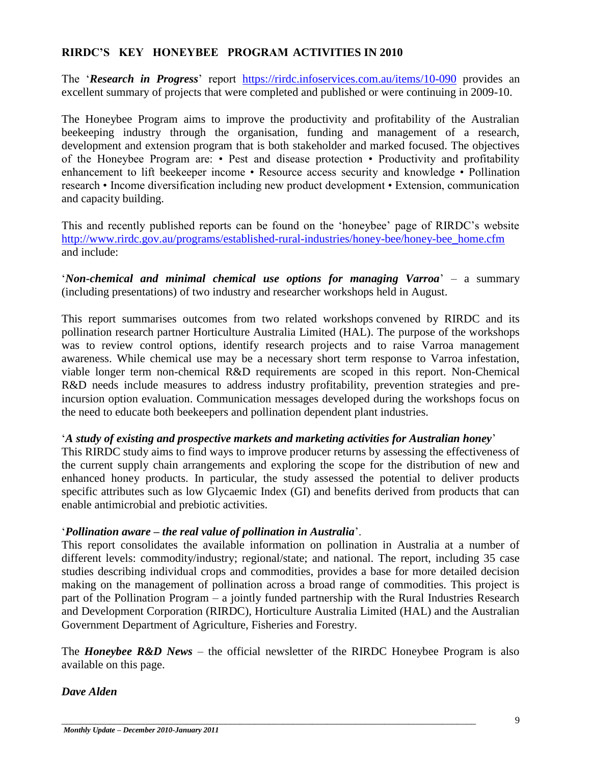## RIRDC'S KEY HONEYBEE PROGRAM ACTIVITIES IN 2010

The '***Research in Progress***' report [https://rirdc.infoservices.com.au/items/10-090](https://rirdc.infoservices.com.au/items/10-090) provides an excellent summary of projects that were completed and published or were continuing in 2009-10.

The Honeybee Program aims to improve the productivity and profitability of the Australian beekeeping industry through the organisation, funding and management of a research, development and extension program that is both stakeholder and marked focused. The objectives of the Honeybee Program are: • Pest and disease protection • Productivity and profitability enhancement to lift beekeeper income • Resource access security and knowledge • Pollination research • Income diversification including new product development • Extension, communication and capacity building.

This and recently published reports can be found on the 'honeybee' page of RIRDC's website [http://www.rirdc.gov.au/programs/established-rural-industries/honey-bee/honey-bee_home.cfm](http://www.rirdc.gov.au/programs/established-rural-industries/honey-bee/honey-bee_home.cfm) and include:

'***Non-chemical and minimal chemical use options for managing Varroa***' – a summary (including presentations) of two industry and researcher workshops held in August.

This report summarises outcomes from two related workshops convened by RIRDC and its pollination research partner Horticulture Australia Limited (HAL). The purpose of the workshops was to review control options, identify research projects and to raise Varroa management awareness. While chemical use may be a necessary short term response to Varroa infestation, viable longer term non-chemical R&D requirements are scoped in this report. Non-Chemical R&D needs include measures to address industry profitability, prevention strategies and pre-incursion option evaluation. Communication messages developed during the workshops focus on the need to educate both beekeepers and pollination dependent plant industries.

'***A study of existing and prospective markets and marketing activities for Australian honey***'

This RIRDC study aims to find ways to improve producer returns by assessing the effectiveness of the current supply chain arrangements and exploring the scope for the distribution of new and enhanced honey products. In particular, the study assessed the potential to deliver products specific attributes such as low Glycaemic Index (GI) and benefits derived from products that can enable antimicrobial and prebiotic activities.

'***Pollination aware – the real value of pollination in Australia***'.

This report consolidates the available information on pollination in Australia at a number of different levels: commodity/industry; regional/state; and national. The report, including 35 case studies describing individual crops and commodities, provides a base for more detailed decision making on the management of pollination across a broad range of commodities. This project is part of the Pollination Program – a jointly funded partnership with the Rural Industries Research and Development Corporation (RIRDC), Horticulture Australia Limited (HAL) and the Australian Government Department of Agriculture, Fisheries and Forestry.

The ***Honeybee R&D News*** – the official newsletter of the RIRDC Honeybee Program is also available on this page.

***Dave Alden***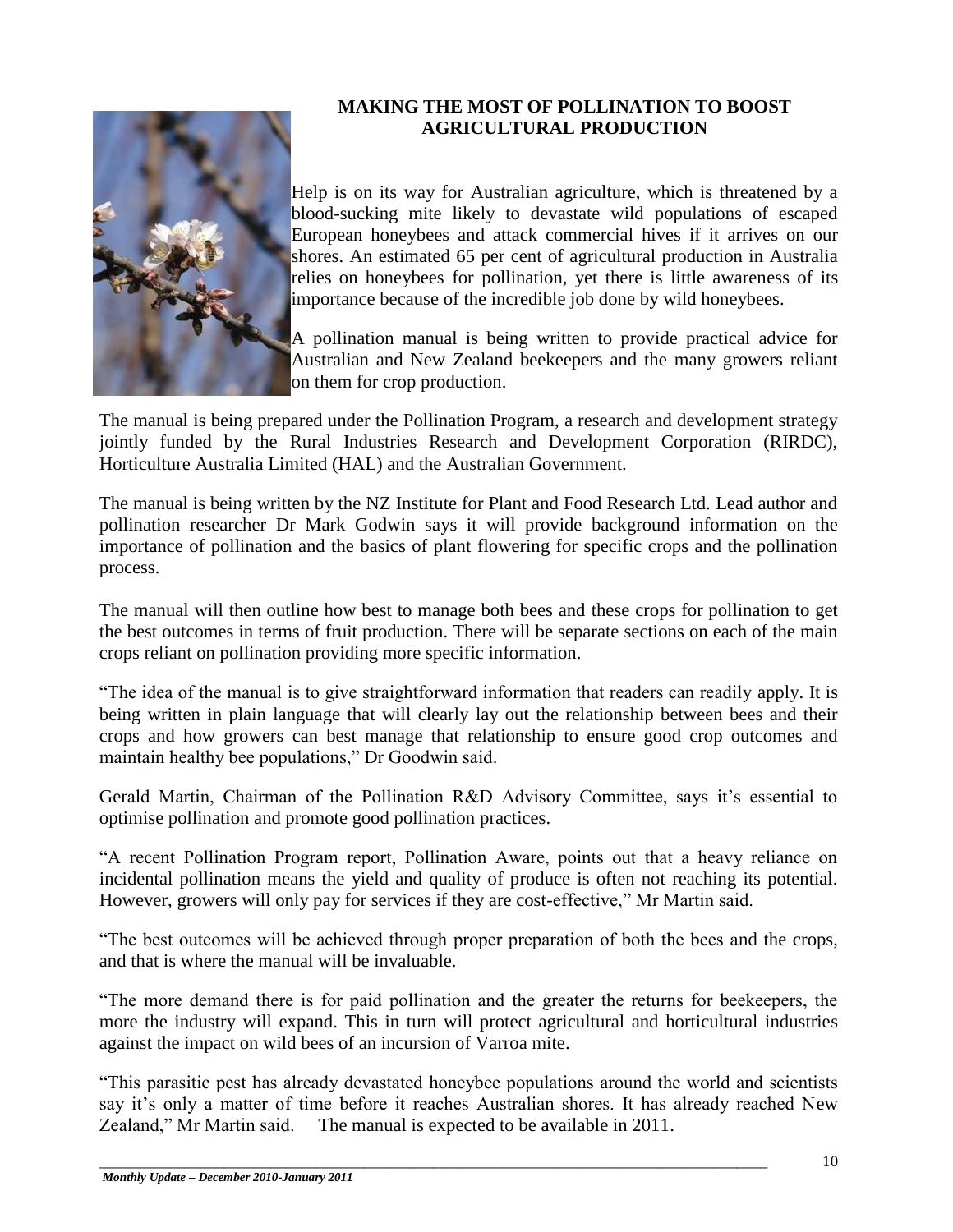## MAKING THE MOST OF POLLINATION TO BOOST AGRICULTURAL PRODUCTION

Help is on its way for Australian agriculture, which is threatened by a blood-sucking mite likely to devastate wild populations of escaped European honeybees and attack commercial hives if it arrives on our shores. An estimated 65 per cent of agricultural production in Australia relies on honeybees for pollination, yet there is little awareness of its importance because of the incredible job done by wild honeybees.

A pollination manual is being written to provide practical advice for Australian and New Zealand beekeepers and the many growers reliant on them for crop production.

The manual is being prepared under the Pollination Program, a research and development strategy jointly funded by the Rural Industries Research and Development Corporation (RIRDC), Horticulture Australia Limited (HAL) and the Australian Government.

The manual is being written by the NZ Institute for Plant and Food Research Ltd. Lead author and pollination researcher Dr Mark Godwin says it will provide background information on the importance of pollination and the basics of plant flowering for specific crops and the pollination process.

The manual will then outline how best to manage both bees and these crops for pollination to get the best outcomes in terms of fruit production. There will be separate sections on each of the main crops reliant on pollination providing more specific information.

"The idea of the manual is to give straightforward information that readers can readily apply. It is being written in plain language that will clearly lay out the relationship between bees and their crops and how growers can best manage that relationship to ensure good crop outcomes and maintain healthy bee populations," Dr Goodwin said.

Gerald Martin, Chairman of the Pollination R&D Advisory Committee, says it's essential to optimise pollination and promote good pollination practices.

"A recent Pollination Program report, Pollination Aware, points out that a heavy reliance on incidental pollination means the yield and quality of produce is often not reaching its potential. However, growers will only pay for services if they are cost-effective," Mr Martin said.

"The best outcomes will be achieved through proper preparation of both the bees and the crops, and that is where the manual will be invaluable.

"The more demand there is for paid pollination and the greater the returns for beekeepers, the more the industry will expand. This in turn will protect agricultural and horticultural industries against the impact on wild bees of an incursion of Varroa mite.

"This parasitic pest has already devastated honeybee populations around the world and scientists say it's only a matter of time before it reaches Australian shores. It has already reached New Zealand," Mr Martin said. The manual is expected to be available in 2011.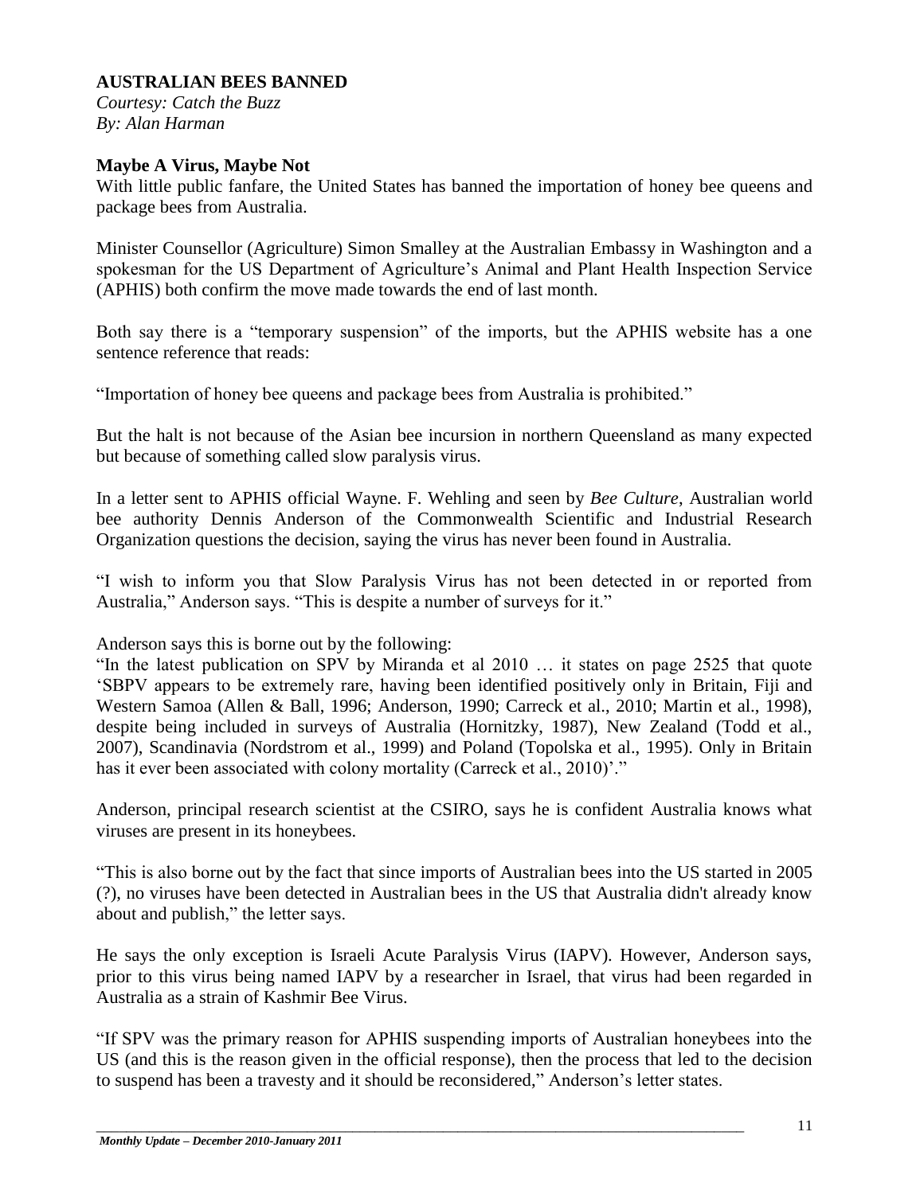## AUSTRALIAN BEES BANNED

*Courtesy: Catch the Buzz*
*By: Alan Harman*

### Maybe A Virus, Maybe Not

With little public fanfare, the United States has banned the importation of honey bee queens and package bees from Australia.

Minister Counsellor (Agriculture) Simon Smalley at the Australian Embassy in Washington and a spokesman for the US Department of Agriculture's Animal and Plant Health Inspection Service (APHIS) both confirm the move made towards the end of last month.

Both say there is a "temporary suspension" of the imports, but the APHIS website has a one sentence reference that reads:

"Importation of honey bee queens and package bees from Australia is prohibited."

But the halt is not because of the Asian bee incursion in northern Queensland as many expected but because of something called slow paralysis virus.

In a letter sent to APHIS official Wayne. F. Wehling and seen by *Bee Culture*, Australian world bee authority Dennis Anderson of the Commonwealth Scientific and Industrial Research Organization questions the decision, saying the virus has never been found in Australia.

"I wish to inform you that Slow Paralysis Virus has not been detected in or reported from Australia," Anderson says. "This is despite a number of surveys for it."

Anderson says this is borne out by the following:
"In the latest publication on SPV by Miranda et al 2010 … it states on page 2525 that quote 'SBPV appears to be extremely rare, having been identified positively only in Britain, Fiji and Western Samoa (Allen & Ball, 1996; Anderson, 1990; Carreck et al., 2010; Martin et al., 1998), despite being included in surveys of Australia (Hornitzky, 1987), New Zealand (Todd et al., 2007), Scandinavia (Nordstrom et al., 1999) and Poland (Topolska et al., 1995). Only in Britain has it ever been associated with colony mortality (Carreck et al., 2010)'."

Anderson, principal research scientist at the CSIRO, says he is confident Australia knows what viruses are present in its honeybees.

"This is also borne out by the fact that since imports of Australian bees into the US started in 2005 (?), no viruses have been detected in Australian bees in the US that Australia didn't already know about and publish," the letter says.

He says the only exception is Israeli Acute Paralysis Virus (IAPV). However, Anderson says, prior to this virus being named IAPV by a researcher in Israel, that virus had been regarded in Australia as a strain of Kashmir Bee Virus.

"If SPV was the primary reason for APHIS suspending imports of Australian honeybees into the US (and this is the reason given in the official response), then the process that led to the decision to suspend has been a travesty and it should be reconsidered," Anderson's letter states.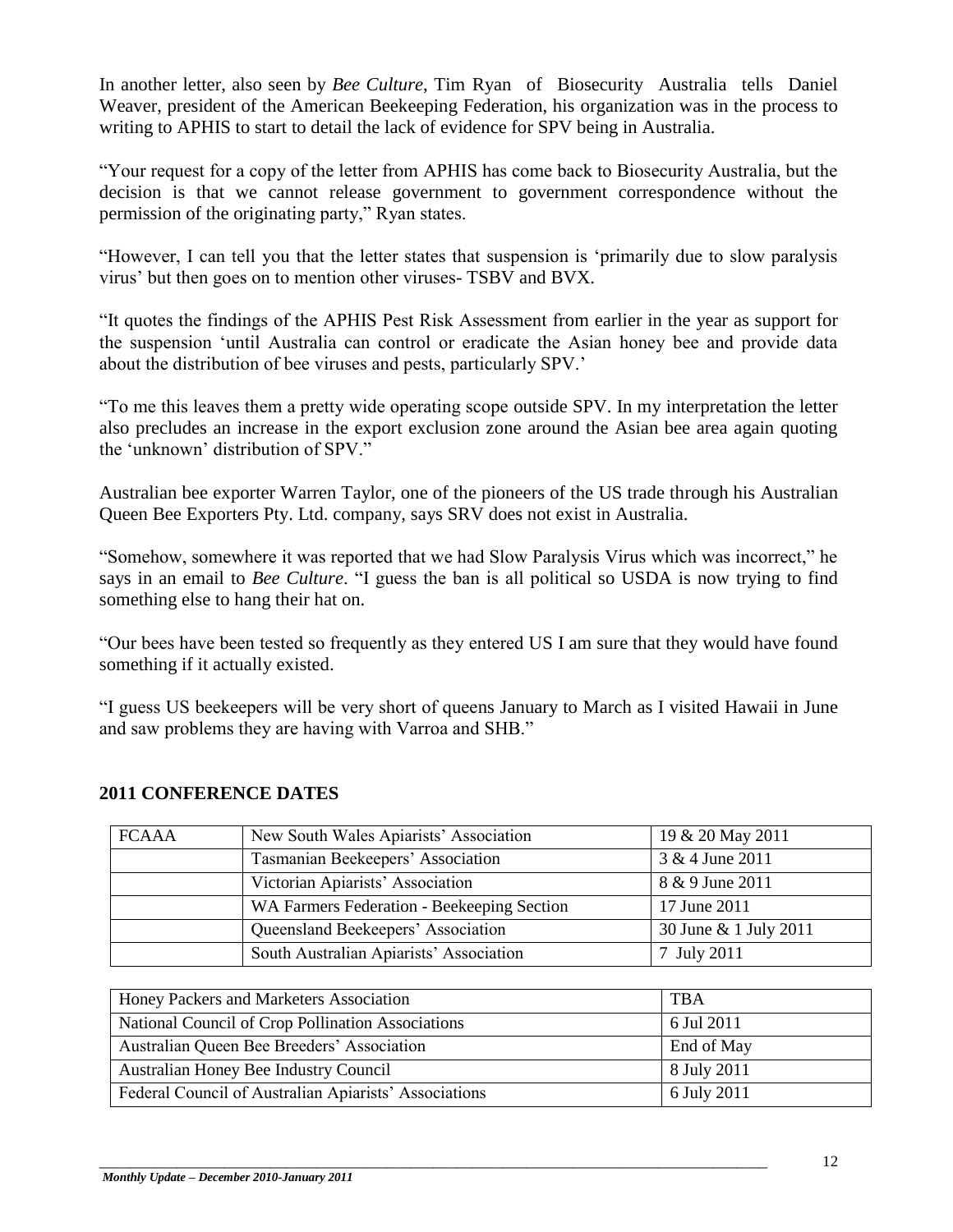In another letter, also seen by *Bee Culture*, Tim Ryan of Biosecurity Australia tells Daniel Weaver, president of the American Beekeeping Federation, his organization was in the process to writing to APHIS to start to detail the lack of evidence for SPV being in Australia.

"Your request for a copy of the letter from APHIS has come back to Biosecurity Australia, but the decision is that we cannot release government to government correspondence without the permission of the originating party," Ryan states.

"However, I can tell you that the letter states that suspension is 'primarily due to slow paralysis virus' but then goes on to mention other viruses- TSBV and BVX.

"It quotes the findings of the APHIS Pest Risk Assessment from earlier in the year as support for the suspension 'until Australia can control or eradicate the Asian honey bee and provide data about the distribution of bee viruses and pests, particularly SPV.'

"To me this leaves them a pretty wide operating scope outside SPV. In my interpretation the letter also precludes an increase in the export exclusion zone around the Asian bee area again quoting the 'unknown' distribution of SPV."

Australian bee exporter Warren Taylor, one of the pioneers of the US trade through his Australian Queen Bee Exporters Pty. Ltd. company, says SRV does not exist in Australia.

"Somehow, somewhere it was reported that we had Slow Paralysis Virus which was incorrect," he says in an email to *Bee Culture*. "I guess the ban is all political so USDA is now trying to find something else to hang their hat on.

"Our bees have been tested so frequently as they entered US I am sure that they would have found something if it actually existed.

"I guess US beekeepers will be very short of queens January to March as I visited Hawaii in June and saw problems they are having with Varroa and SHB."

## 2011 CONFERENCE DATES

| FCAAA | New South Wales Apiarists' Association | 19 & 20 May 2011 |
|---|---|---|
| | Tasmanian Beekeepers' Association | 3 & 4 June 2011 |
| | Victorian Apiarists' Association | 8 & 9 June 2011 |
| | WA Farmers Federation - Beekeeping Section | 17 June 2011 |
| | Queensland Beekeepers' Association | 30 June & 1 July 2011 |
| | South Australian Apiarists' Association | 7 July 2011 |

| Honey Packers and Marketers Association | TBA |
|---|---|
| National Council of Crop Pollination Associations | 6 Jul 2011 |
| Australian Queen Bee Breeders' Association | End of May |
| Australian Honey Bee Industry Council | 8 July 2011 |
| Federal Council of Australian Apiarists' Associations | 6 July 2011 |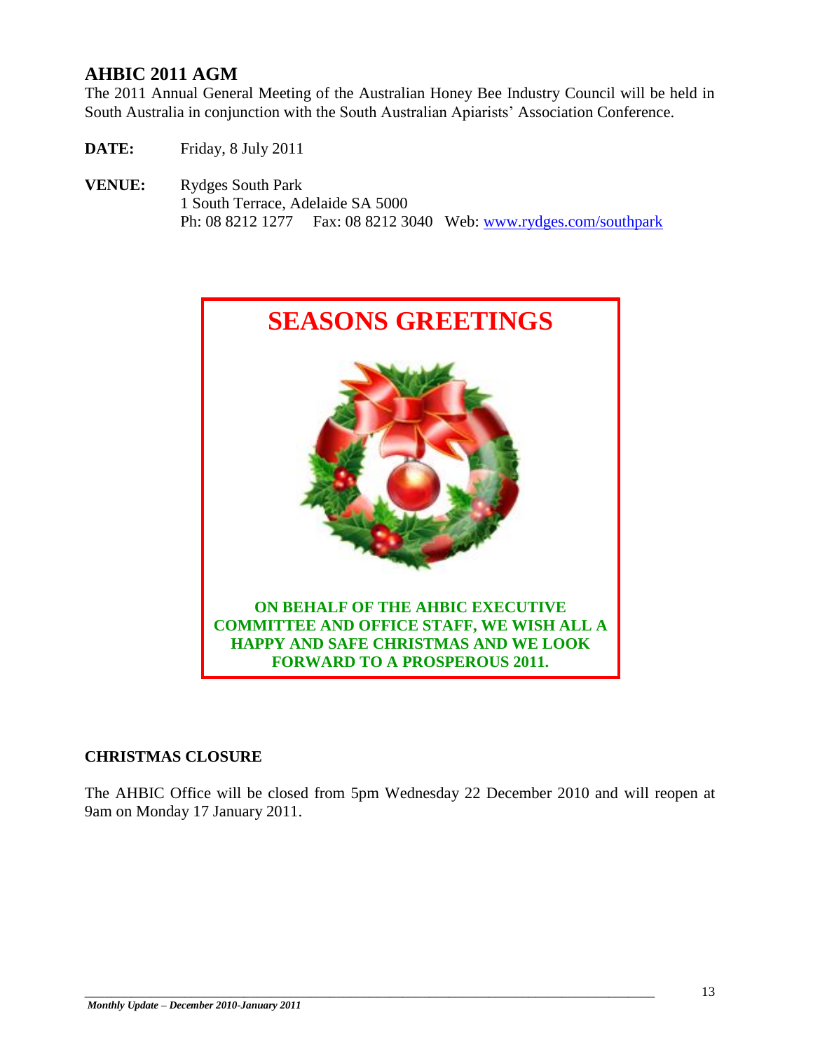## AHBIC 2011 AGM

The 2011 Annual General Meeting of the Australian Honey Bee Industry Council will be held in South Australia in conjunction with the South Australian Apiarists' Association Conference.

**DATE:** Friday, 8 July 2011

**VENUE:** Rydges South Park
1 South Terrace, Adelaide SA 5000
Ph: 08 8212 1277 Fax: 08 8212 3040 Web: [www.rydges.com/southpark](http://www.rydges.com/southpark)

## SEASONS GREETINGS

**ON BEHALF OF THE AHBIC EXECUTIVE COMMITTEE AND OFFICE STAFF, WE WISH ALL A HAPPY AND SAFE CHRISTMAS AND WE LOOK FORWARD TO A PROSPEROUS 2011.**

### CHRISTMAS CLOSURE

The AHBIC Office will be closed from 5pm Wednesday 22 December 2010 and will reopen at 9am on Monday 17 January 2011.